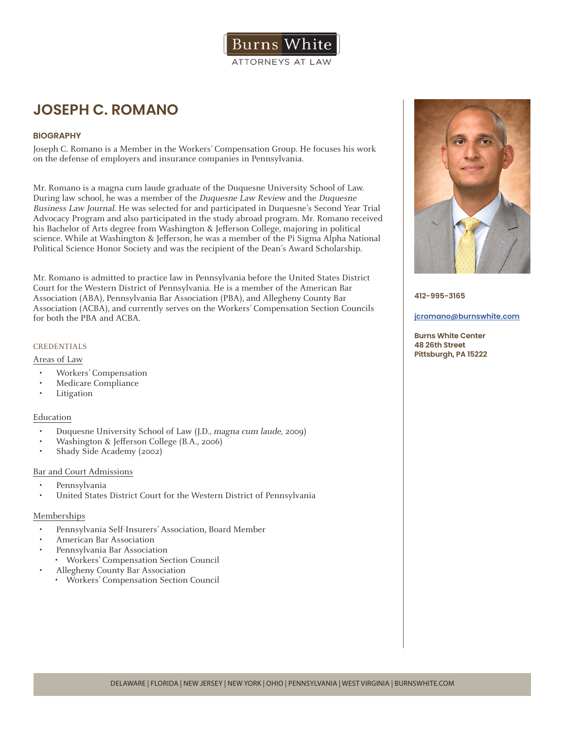Burns White
ATTORNEYS AT LAW

# JOSEPH C. ROMANO

## BIOGRAPHY

Joseph C. Romano is a Member in the Workers' Compensation Group. He focuses his work on the defense of employers and insurance companies in Pennsylvania.

Mr. Romano is a magna cum laude graduate of the Duquesne University School of Law. During law school, he was a member of the *Duquesne Law Review* and the *Duquesne Business Law Journal*. He was selected for and participated in Duquesne's Second Year Trial Advocacy Program and also participated in the study abroad program. Mr. Romano received his Bachelor of Arts degree from Washington & Jefferson College, majoring in political science. While at Washington & Jefferson, he was a member of the Pi Sigma Alpha National Political Science Honor Society and was the recipient of the Dean's Award Scholarship.

Mr. Romano is admitted to practice law in Pennsylvania before the United States District Court for the Western District of Pennsylvania. He is a member of the American Bar Association (ABA), Pennsylvania Bar Association (PBA), and Allegheny County Bar Association (ACBA), and currently serves on the Workers' Compensation Section Councils for both the PBA and ACBA.

**412-995-3165**

**jcromano@burnswhite.com**

**Burns White Center**
**48 26th Street**
**Pittsburgh, PA 15222**

## CREDENTIALS

### Areas of Law

- Workers' Compensation
- Medicare Compliance
- Litigation

### Education

- Duquesne University School of Law (J.D., *magna cum laude,* 2009)
- Washington & Jefferson College (B.A., 2006)
- Shady Side Academy (2002)

### Bar and Court Admissions

- Pennsylvania
- United States District Court for the Western District of Pennsylvania

### Memberships

- Pennsylvania Self-Insurers' Association, Board Member
- American Bar Association
- Pennsylvania Bar Association
  - Workers' Compensation Section Council
- Allegheny County Bar Association
  - Workers' Compensation Section Council

DELAWARE | FLORIDA | NEW JERSEY | NEW YORK | OHIO | PENNSYLVANIA | WEST VIRGINIA | BURNSWHITE.COM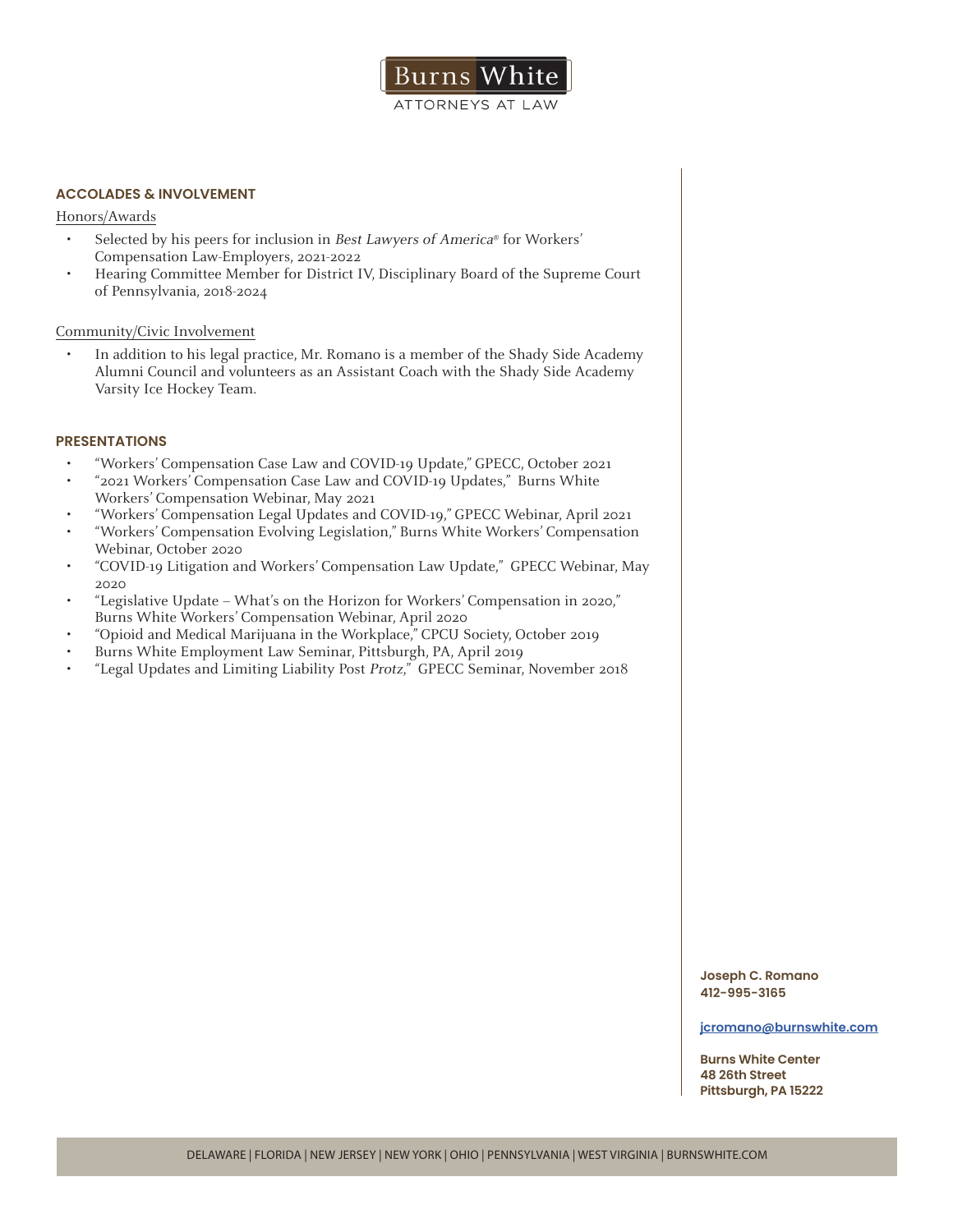## ACCOLADES & INVOLVEMENT

Honors/Awards

- Selected by his peers for inclusion in *Best Lawyers of America®* for Workers' Compensation Law-Employers, 2021-2022
- Hearing Committee Member for District IV, Disciplinary Board of the Supreme Court of Pennsylvania, 2018-2024

Community/Civic Involvement

- In addition to his legal practice, Mr. Romano is a member of the Shady Side Academy Alumni Council and volunteers as an Assistant Coach with the Shady Side Academy Varsity Ice Hockey Team.

## PRESENTATIONS

- "Workers' Compensation Case Law and COVID-19 Update," GPECC, October 2021
- "2021 Workers' Compensation Case Law and COVID-19 Updates," Burns White Workers' Compensation Webinar, May 2021
- "Workers' Compensation Legal Updates and COVID-19," GPECC Webinar, April 2021
- "Workers' Compensation Evolving Legislation," Burns White Workers' Compensation Webinar, October 2020
- "COVID-19 Litigation and Workers' Compensation Law Update," GPECC Webinar, May 2020
- "Legislative Update – What's on the Horizon for Workers' Compensation in 2020," Burns White Workers' Compensation Webinar, April 2020
- "Opioid and Medical Marijuana in the Workplace," CPCU Society, October 2019
- Burns White Employment Law Seminar, Pittsburgh, PA, April 2019
- "Legal Updates and Limiting Liability Post *Protz*," GPECC Seminar, November 2018

**Joseph C. Romano**
**412-995-3165**

**jcromano@burnswhite.com**

**Burns White Center**
**48 26th Street**
**Pittsburgh, PA 15222**